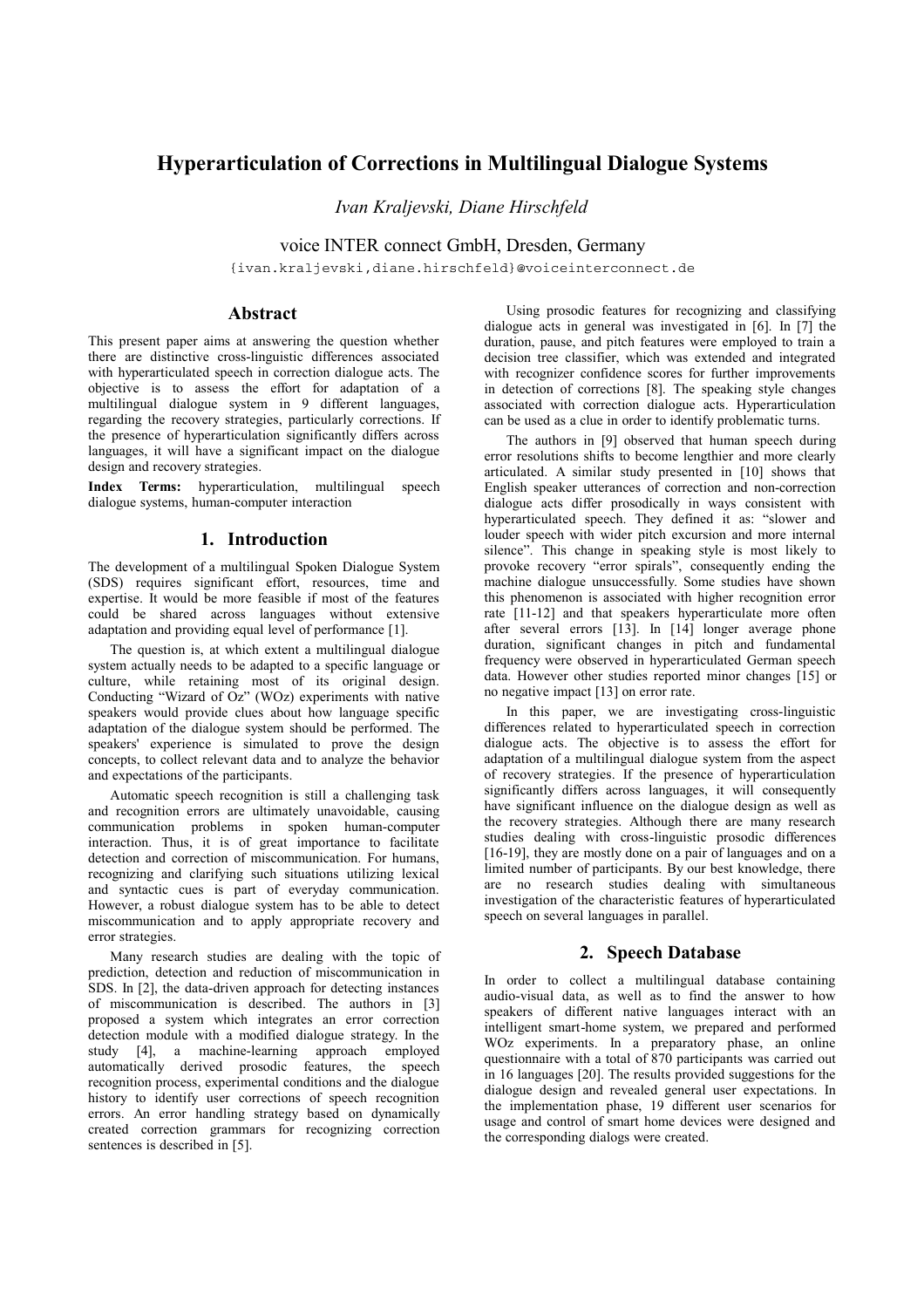# Hyperarticulation of Corrections in Multilingual Dialogue Systems

*Ivan Kraljevski, Diane Hirschfeld*

voice INTER connect GmbH, Dresden, Germany

{ivan.kraljevski,diane.hirschfeld}@voiceinterconnect.de

## Abstract

This present paper aims at answering the question whether there are distinctive cross-linguistic differences associated with hyperarticulated speech in correction dialogue acts. The objective is to assess the effort for adaptation of a multilingual dialogue system in 9 different languages, regarding the recovery strategies, particularly corrections. If the presence of hyperarticulation significantly differs across languages, it will have a significant impact on the dialogue design and recovery strategies.

**Index Terms:** hyperarticulation, multilingual speech dialogue systems, human-computer interaction

## 1. Introduction

The development of a multilingual Spoken Dialogue System (SDS) requires significant effort, resources, time and expertise. It would be more feasible if most of the features could be shared across languages without extensive adaptation and providing equal level of performance [1].

The question is, at which extent a multilingual dialogue system actually needs to be adapted to a specific language or culture, while retaining most of its original design. Conducting "Wizard of Oz" (WOz) experiments with native speakers would provide clues about how language specific adaptation of the dialogue system should be performed. The speakers' experience is simulated to prove the design concepts, to collect relevant data and to analyze the behavior and expectations of the participants.

Automatic speech recognition is still a challenging task and recognition errors are ultimately unavoidable, causing communication problems in spoken human-computer interaction. Thus, it is of great importance to facilitate detection and correction of miscommunication. For humans, recognizing and clarifying such situations utilizing lexical and syntactic cues is part of everyday communication. However, a robust dialogue system has to be able to detect miscommunication and to apply appropriate recovery and error strategies.

Many research studies are dealing with the topic of prediction, detection and reduction of miscommunication in SDS. In [2], the data-driven approach for detecting instances of miscommunication is described. The authors in [3] proposed a system which integrates an error correction detection module with a modified dialogue strategy. In the study [4], a machine-learning approach employed automatically derived prosodic features, the speech recognition process, experimental conditions and the dialogue history to identify user corrections of speech recognition errors. An error handling strategy based on dynamically created correction grammars for recognizing correction sentences is described in [5].

Using prosodic features for recognizing and classifying dialogue acts in general was investigated in [6]. In [7] the duration, pause, and pitch features were employed to train a decision tree classifier, which was extended and integrated with recognizer confidence scores for further improvements in detection of corrections [8]. The speaking style changes associated with correction dialogue acts. Hyperarticulation can be used as a clue in order to identify problematic turns.

The authors in [9] observed that human speech during error resolutions shifts to become lengthier and more clearly articulated. A similar study presented in [10] shows that English speaker utterances of correction and non-correction dialogue acts differ prosodically in ways consistent with hyperarticulated speech. They defined it as: "slower and louder speech with wider pitch excursion and more internal silence". This change in speaking style is most likely to provoke recovery "error spirals", consequently ending the machine dialogue unsuccessfully. Some studies have shown this phenomenon is associated with higher recognition error rate [11-12] and that speakers hyperarticulate more often after several errors [13]. In [14] longer average phone duration, significant changes in pitch and fundamental frequency were observed in hyperarticulated German speech data. However other studies reported minor changes [15] or no negative impact [13] on error rate.

In this paper, we are investigating cross-linguistic differences related to hyperarticulated speech in correction dialogue acts. The objective is to assess the effort for adaptation of a multilingual dialogue system from the aspect of recovery strategies. If the presence of hyperarticulation significantly differs across languages, it will consequently have significant influence on the dialogue design as well as the recovery strategies. Although there are many research studies dealing with cross-linguistic prosodic differences [16-19], they are mostly done on a pair of languages and on a limited number of participants. By our best knowledge, there are no research studies dealing with simultaneous investigation of the characteristic features of hyperarticulated speech on several languages in parallel.

## 2. Speech Database

In order to collect a multilingual database containing audio-visual data, as well as to find the answer to how speakers of different native languages interact with an intelligent smart-home system, we prepared and performed WOz experiments. In a preparatory phase, an online questionnaire with a total of 870 participants was carried out in 16 languages [20]. The results provided suggestions for the dialogue design and revealed general user expectations. In the implementation phase, 19 different user scenarios for usage and control of smart home devices were designed and the corresponding dialogs were created.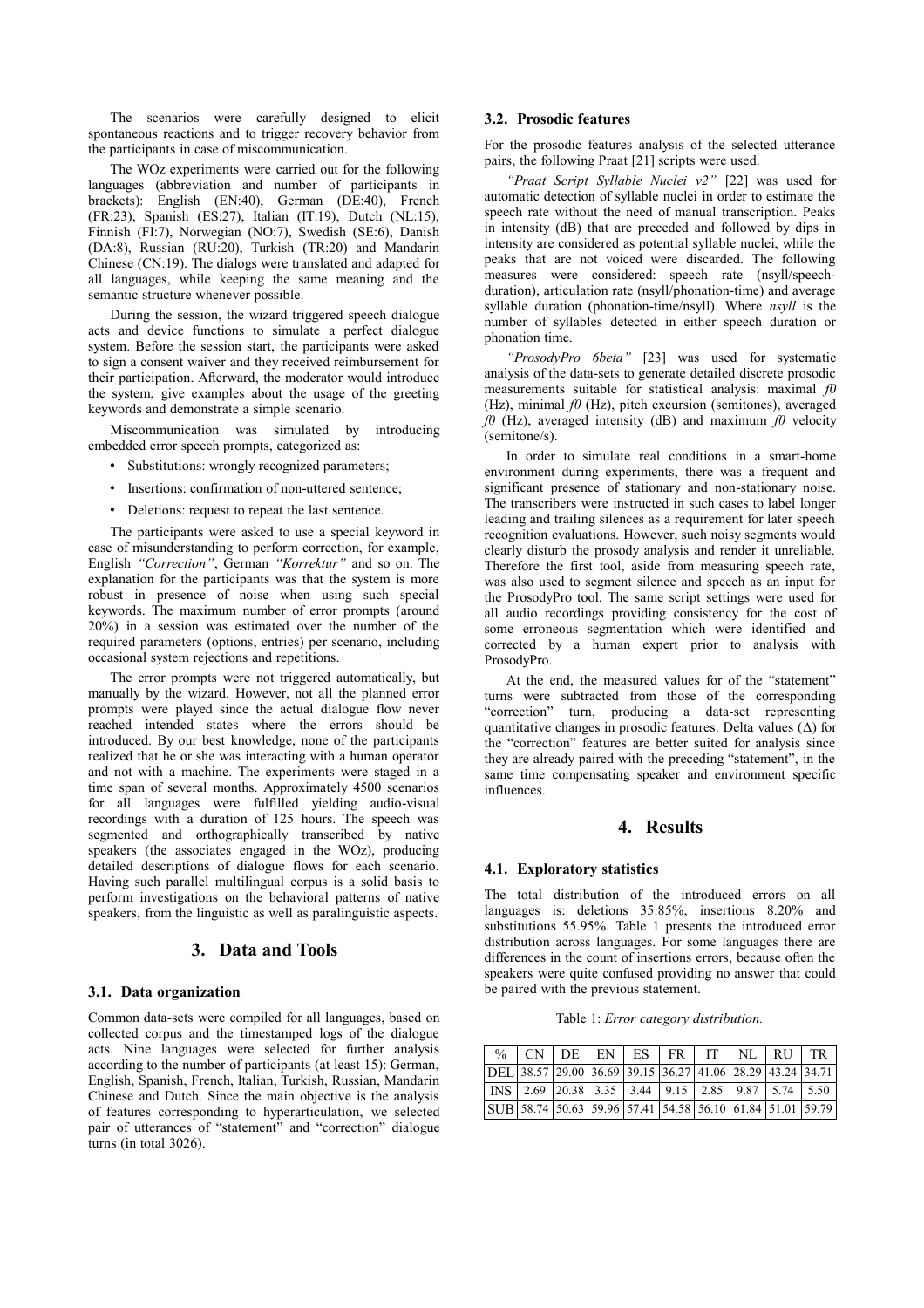The scenarios were carefully designed to elicit spontaneous reactions and to trigger recovery behavior from the participants in case of miscommunication.

The WOz experiments were carried out for the following languages (abbreviation and number of participants in brackets): English (EN:40), German (DE:40), French (FR:23), Spanish (ES:27), Italian (IT:19), Dutch (NL:15), Finnish (FI:7), Norwegian (NO:7), Swedish (SE:6), Danish (DA:8), Russian (RU:20), Turkish (TR:20) and Mandarin Chinese (CN:19). The dialogs were translated and adapted for all languages, while keeping the same meaning and the semantic structure whenever possible.

During the session, the wizard triggered speech dialogue acts and device functions to simulate a perfect dialogue system. Before the session start, the participants were asked to sign a consent waiver and they received reimbursement for their participation. Afterward, the moderator would introduce the system, give examples about the usage of the greeting keywords and demonstrate a simple scenario.

Miscommunication was simulated by introducing embedded error speech prompts, categorized as:

- Substitutions: wrongly recognized parameters;
- Insertions: confirmation of non-uttered sentence;
- Deletions: request to repeat the last sentence.

The participants were asked to use a special keyword in case of misunderstanding to perform correction, for example, English *"Correction"*, German *"Korrektur"* and so on. The explanation for the participants was that the system is more robust in presence of noise when using such special keywords. The maximum number of error prompts (around 20%) in a session was estimated over the number of the required parameters (options, entries) per scenario, including occasional system rejections and repetitions.

The error prompts were not triggered automatically, but manually by the wizard. However, not all the planned error prompts were played since the actual dialogue flow never reached intended states where the errors should be introduced. By our best knowledge, none of the participants realized that he or she was interacting with a human operator and not with a machine. The experiments were staged in a time span of several months. Approximately 4500 scenarios for all languages were fulfilled yielding audio-visual recordings with a duration of 125 hours. The speech was segmented and orthographically transcribed by native speakers (the associates engaged in the WOz), producing detailed descriptions of dialogue flows for each scenario. Having such parallel multilingual corpus is a solid basis to perform investigations on the behavioral patterns of native speakers, from the linguistic as well as paralinguistic aspects.

## 3. Data and Tools

### 3.1. Data organization

Common data-sets were compiled for all languages, based on collected corpus and the timestamped logs of the dialogue acts. Nine languages were selected for further analysis according to the number of participants (at least 15): German, English, Spanish, French, Italian, Turkish, Russian, Mandarin Chinese and Dutch. Since the main objective is the analysis of features corresponding to hyperarticulation, we selected pair of utterances of "statement" and "correction" dialogue turns (in total 3026).

### 3.2. Prosodic features

For the prosodic features analysis of the selected utterance pairs, the following Praat [21] scripts were used.

*"Praat Script Syllable Nuclei v2"* [22] was used for automatic detection of syllable nuclei in order to estimate the speech rate without the need of manual transcription. Peaks in intensity (dB) that are preceded and followed by dips in intensity are considered as potential syllable nuclei, while the peaks that are not voiced were discarded. The following measures were considered: speech rate (nsyll/speech-duration), articulation rate (nsyll/phonation-time) and average syllable duration (phonation-time/nsyll). Where *nsyll* is the number of syllables detected in either speech duration or phonation time.

*"ProsodyPro 6beta"* [23] was used for systematic analysis of the data-sets to generate detailed discrete prosodic measurements suitable for statistical analysis: maximal *f0* (Hz), minimal *f0* (Hz), pitch excursion (semitones), averaged *f0* (Hz), averaged intensity (dB) and maximum *f0* velocity (semitone/s).

In order to simulate real conditions in a smart-home environment during experiments, there was a frequent and significant presence of stationary and non-stationary noise. The transcribers were instructed in such cases to label longer leading and trailing silences as a requirement for later speech recognition evaluations. However, such noisy segments would clearly disturb the prosody analysis and render it unreliable. Therefore the first tool, aside from measuring speech rate, was also used to segment silence and speech as an input for the ProsodyPro tool. The same script settings were used for all audio recordings providing consistency for the cost of some erroneous segmentation which were identified and corrected by a human expert prior to analysis with ProsodyPro.

At the end, the measured values for of the "statement" turns were subtracted from those of the corresponding "correction" turn, producing a data-set representing quantitative changes in prosodic features. Delta values ($\Delta$) for the "correction" features are better suited for analysis since they are already paired with the preceding "statement", in the same time compensating speaker and environment specific influences.

## 4. Results

### 4.1. Exploratory statistics

The total distribution of the introduced errors on all languages is: deletions 35.85%, insertions 8.20% and substitutions 55.95%. Table 1 presents the introduced error distribution across languages. For some languages there are differences in the count of insertions errors, because often the speakers were quite confused providing no answer that could be paired with the previous statement.

Table 1: *Error category distribution.*

| % | CN | DE | EN | ES | FR | IT | NL | RU | TR |
|---|---|---|---|---|---|---|---|---|---|
| DEL | 38.57 | 29.00 | 36.69 | 39.15 | 36.27 | 41.06 | 28.29 | 43.24 | 34.71 |
| INS | 2.69 | 20.38 | 3.35 | 3.44 | 9.15 | 2.85 | 9.87 | 5.74 | 5.50 |
| SUB | 58.74 | 50.63 | 59.96 | 57.41 | 54.58 | 56.10 | 61.84 | 51.01 | 59.79 |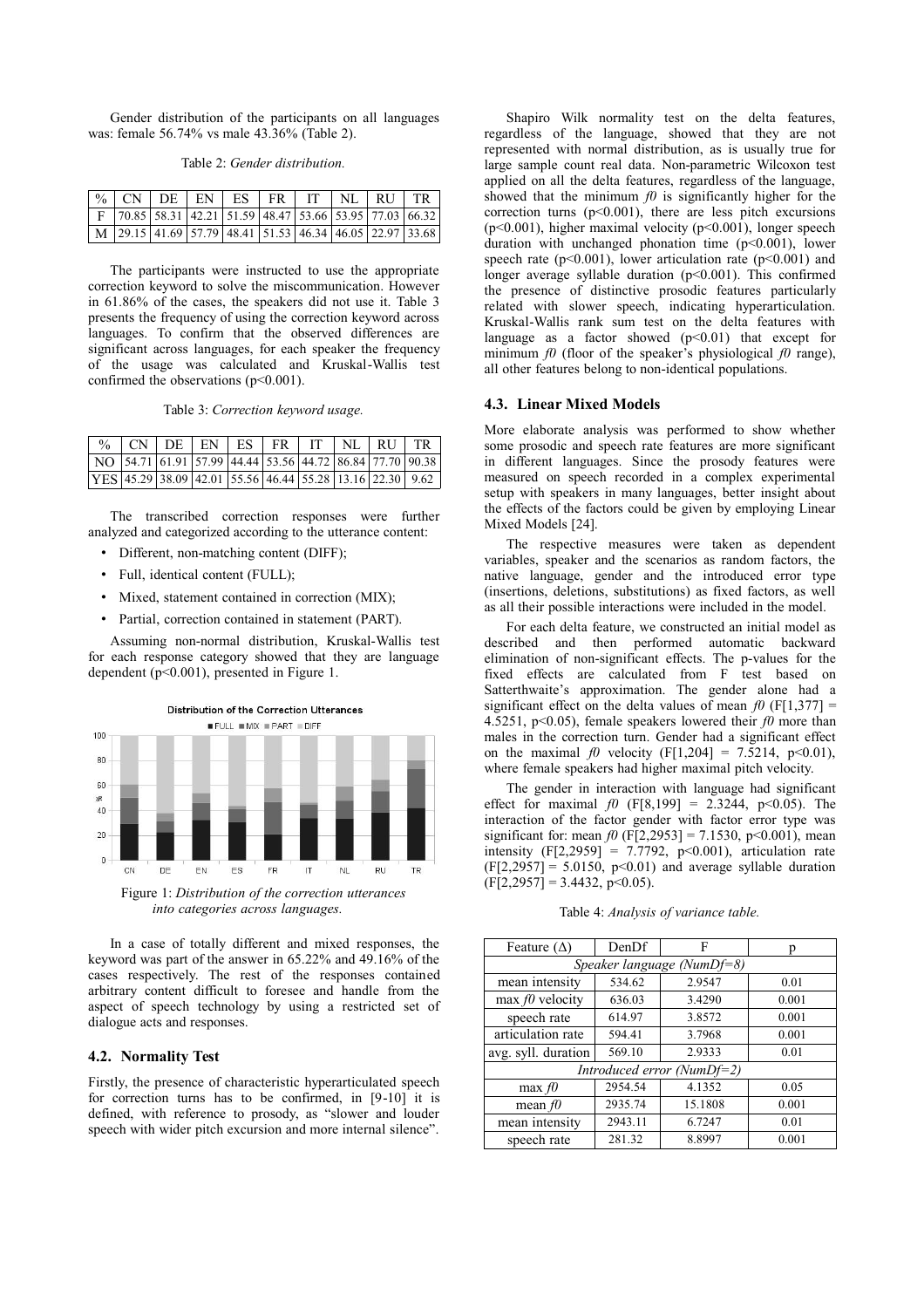Gender distribution of the participants on all languages was: female 56.74% vs male 43.36% (Table 2).

Table 2: *Gender distribution.*

| % | CN | DE | EN | ES | FR | IT | NL | RU | TR |
|---|---|---|---|---|---|---|---|---|---|
| F | 70.85 | 58.31 | 42.21 | 51.59 | 48.47 | 53.66 | 53.95 | 77.03 | 66.32 |
| M | 29.15 | 41.69 | 57.79 | 48.41 | 51.53 | 46.34 | 46.05 | 22.97 | 33.68 |

The participants were instructed to use the appropriate correction keyword to solve the miscommunication. However in 61.86% of the cases, the speakers did not use it. Table 3 presents the frequency of using the correction keyword across languages. To confirm that the observed differences are significant across languages, for each speaker the frequency of the usage was calculated and Kruskal-Wallis test confirmed the observations ($p<0.001$).

Table 3: *Correction keyword usage.*

| % | CN | DE | EN | ES | FR | IT | NL | RU | TR |
|---|---|---|---|---|---|---|---|---|---|
| NO | 54.71 | 61.91 | 57.99 | 44.44 | 53.56 | 44.72 | 86.84 | 77.70 | 90.38 |
| YES | 45.29 | 38.09 | 42.01 | 55.56 | 46.44 | 55.28 | 13.16 | 22.30 | 9.62 |

The transcribed correction responses were further analyzed and categorized according to the utterance content:

- Different, non-matching content (DIFF);
- Full, identical content (FULL);
- Mixed, statement contained in correction (MIX);
- Partial, correction contained in statement (PART).

Assuming non-normal distribution, Kruskal-Wallis test for each response category showed that they are language dependent ($p<0.001$), presented in Figure 1.

Figure 1: *Distribution of the correction utterances into categories across languages.*

In a case of totally different and mixed responses, the keyword was part of the answer in 65.22% and 49.16% of the cases respectively. The rest of the responses contained arbitrary content difficult to foresee and handle from the aspect of speech technology by using a restricted set of dialogue acts and responses.

### 4.2. Normality Test

Firstly, the presence of characteristic hyperarticulated speech for correction turns has to be confirmed, in [9-10] it is defined, with reference to prosody, as "slower and louder speech with wider pitch excursion and more internal silence".

Shapiro Wilk normality test on the delta features, regardless of the language, showed that they are not represented with normal distribution, as is usually true for large sample count real data. Non-parametric Wilcoxon test applied on all the delta features, regardless of the language, showed that the minimum $f0$ is significantly higher for the correction turns ($p<0.001$), there are less pitch excursions ($p<0.001$), higher maximal velocity ($p<0.001$), longer speech duration with unchanged phonation time ($p<0.001$), lower speech rate ($p<0.001$), lower articulation rate ($p<0.001$) and longer average syllable duration ($p<0.001$). This confirmed the presence of distinctive prosodic features particularly related with slower speech, indicating hyperarticulation. Kruskal-Wallis rank sum test on the delta features with language as a factor showed ($p<0.01$) that except for minimum $f0$ (floor of the speaker's physiological $f0$ range), all other features belong to non-identical populations.

### 4.3. Linear Mixed Models

More elaborate analysis was performed to show whether some prosodic and speech rate features are more significant in different languages. Since the prosody features were measured on speech recorded in a complex experimental setup with speakers in many languages, better insight about the effects of the factors could be given by employing Linear Mixed Models [24].

The respective measures were taken as dependent variables, speaker and the scenarios as random factors, the native language, gender and the introduced error type (insertions, deletions, substitutions) as fixed factors, as well as all their possible interactions were included in the model.

For each delta feature, we constructed an initial model as described and then performed automatic backward elimination of non-significant effects. The p-values for the fixed effects are calculated from F test based on Satterthwaite's approximation. The gender alone had a significant effect on the delta values of mean $f0$ ($F[1,377] = 4.5251$, $p<0.05$), female speakers lowered their $f0$ more than males in the correction turn. Gender had a significant effect on the maximal $f0$ velocity ($F[1,204] = 7.5214$, $p<0.01$), where female speakers had higher maximal pitch velocity.

The gender in interaction with language had significant effect for maximal $f0$ ($F[8,199] = 2.3244$, $p<0.05$). The interaction of the factor gender with factor error type was significant for: mean $f0$ ($F[2,2953] = 7.1530$, $p<0.001$), mean intensity ($F[2,2959] = 7.7792$, $p<0.001$), articulation rate ($F[2,2957] = 5.0150$, $p<0.01$) and average syllable duration ($F[2,2957] = 3.4432$, $p<0.05$).

Table 4: *Analysis of variance table.*

| Feature ($\Delta$) | DenDf | F | p |
|---|---|---|---|
| *Speaker language (NumDf=8)* | | | |
| mean intensity | 534.62 | 2.9547 | 0.01 |
| max $f0$ velocity | 636.03 | 3.4290 | 0.001 |
| speech rate | 614.97 | 3.8572 | 0.001 |
| articulation rate | 594.41 | 3.7968 | 0.001 |
| avg. syll. duration | 569.10 | 2.9333 | 0.01 |
| *Introduced error (NumDf=2)* | | | |
| max $f0$ | 2954.54 | 4.1352 | 0.05 |
| mean $f0$ | 2935.74 | 15.1808 | 0.001 |
| mean intensity | 2943.11 | 6.7247 | 0.01 |
| speech rate | 281.32 | 8.8997 | 0.001 |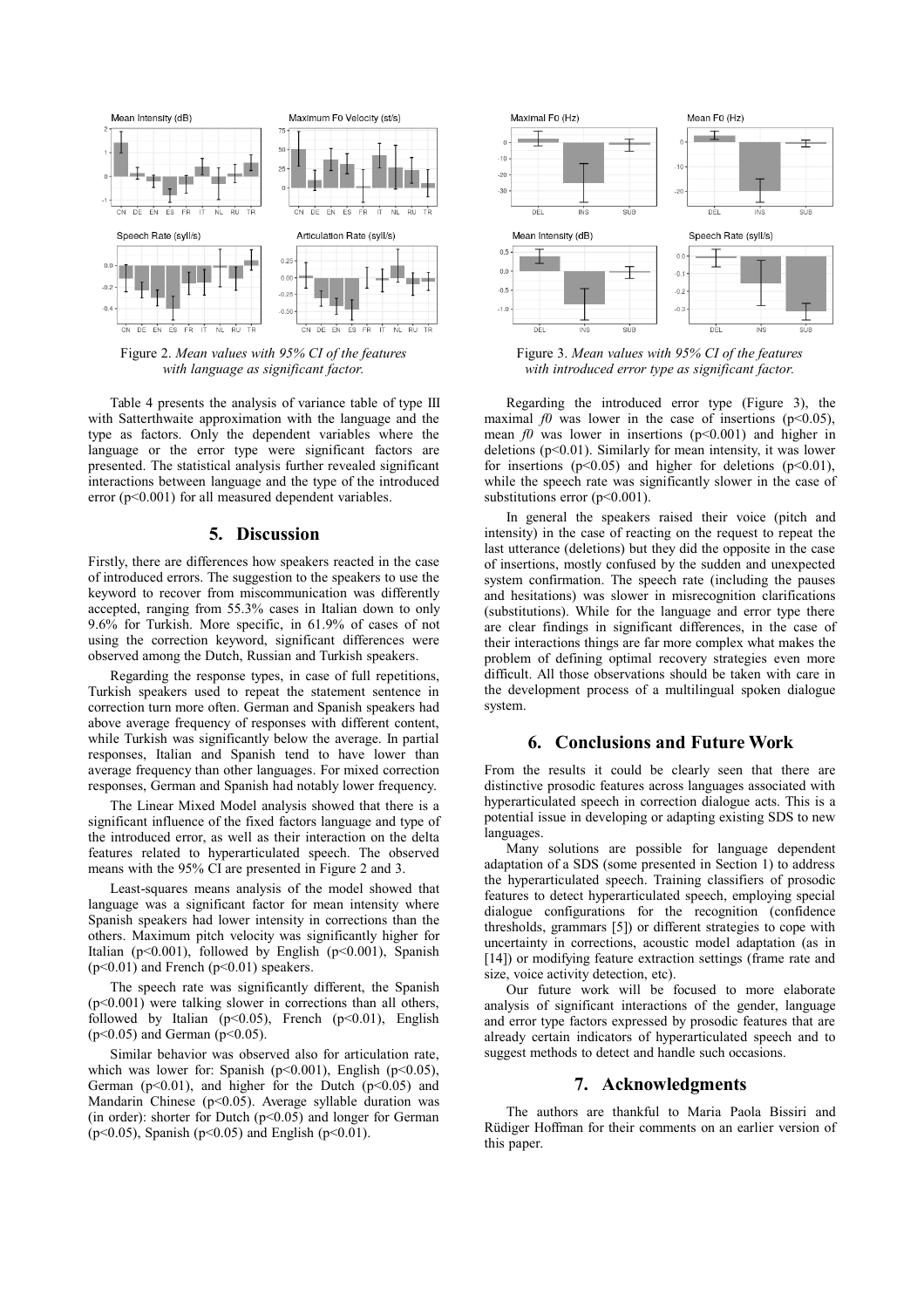Figure 2. *Mean values with 95% CI of the features with language as significant factor.*

Figure 3. *Mean values with 95% CI of the features with introduced error type as significant factor.*

Table 4 presents the analysis of variance table of type III with Satterthwaite approximation with the language and the type as factors. Only the dependent variables where the language or the error type were significant factors are presented. The statistical analysis further revealed significant interactions between language and the type of the introduced error ($p<0.001$) for all measured dependent variables.

## 5. Discussion

Firstly, there are differences how speakers reacted in the case of introduced errors. The suggestion to the speakers to use the keyword to recover from miscommunication was differently accepted, ranging from 55.3% cases in Italian down to only 9.6% for Turkish. More specific, in 61.9% of cases of not using the correction keyword, significant differences were observed among the Dutch, Russian and Turkish speakers.

Regarding the response types, in case of full repetitions, Turkish speakers used to repeat the statement sentence in correction turn more often. German and Spanish speakers had above average frequency of responses with different content, while Turkish was significantly below the average. In partial responses, Italian and Spanish tend to have lower than average frequency than other languages. For mixed correction responses, German and Spanish had notably lower frequency.

The Linear Mixed Model analysis showed that there is a significant influence of the fixed factors language and type of the introduced error, as well as their interaction on the delta features related to hyperarticulated speech. The observed means with the 95% CI are presented in Figure 2 and 3.

Least-squares means analysis of the model showed that language was a significant factor for mean intensity where Spanish speakers had lower intensity in corrections than the others. Maximum pitch velocity was significantly higher for Italian ($p<0.001$), followed by English ($p<0.001$), Spanish ($p<0.01$) and French ($p<0.01$) speakers.

The speech rate was significantly different, the Spanish ($p<0.001$) were talking slower in corrections than all others, followed by Italian ($p<0.05$), French ($p<0.01$), English ($p<0.05$) and German ($p<0.05$).

Similar behavior was observed also for articulation rate, which was lower for: Spanish ($p<0.001$), English ($p<0.05$), German ($p<0.01$), and higher for the Dutch ($p<0.05$) and Mandarin Chinese ($p<0.05$). Average syllable duration was (in order): shorter for Dutch ($p<0.05$) and longer for German ($p<0.05$), Spanish ($p<0.05$) and English ($p<0.01$).

Regarding the introduced error type (Figure 3), the maximal *f0* was lower in the case of insertions ($p<0.05$), mean *f0* was lower in insertions ($p<0.001$) and higher in deletions ($p<0.01$). Similarly for mean intensity, it was lower for insertions ($p<0.05$) and higher for deletions ($p<0.01$), while the speech rate was significantly slower in the case of substitutions error ($p<0.001$).

In general the speakers raised their voice (pitch and intensity) in the case of reacting on the request to repeat the last utterance (deletions) but they did the opposite in the case of insertions, mostly confused by the sudden and unexpected system confirmation. The speech rate (including the pauses and hesitations) was slower in misrecognition clarifications (substitutions). While for the language and error type there are clear findings in significant differences, in the case of their interactions things are far more complex what makes the problem of defining optimal recovery strategies even more difficult. All those observations should be taken with care in the development process of a multilingual spoken dialogue system.

## 6. Conclusions and Future Work

From the results it could be clearly seen that there are distinctive prosodic features across languages associated with hyperarticulated speech in correction dialogue acts. This is a potential issue in developing or adapting existing SDS to new languages.

Many solutions are possible for language dependent adaptation of a SDS (some presented in Section 1) to address the hyperarticulated speech. Training classifiers of prosodic features to detect hyperarticulated speech, employing special dialogue configurations for the recognition (confidence thresholds, grammars [5]) or different strategies to cope with uncertainty in corrections, acoustic model adaptation (as in [14]) or modifying feature extraction settings (frame rate and size, voice activity detection, etc).

Our future work will be focused to more elaborate analysis of significant interactions of the gender, language and error type factors expressed by prosodic features that are already certain indicators of hyperarticulated speech and to suggest methods to detect and handle such occasions.

## 7. Acknowledgments

The authors are thankful to Maria Paola Bissiri and Rüdiger Hoffman for their comments on an earlier version of this paper.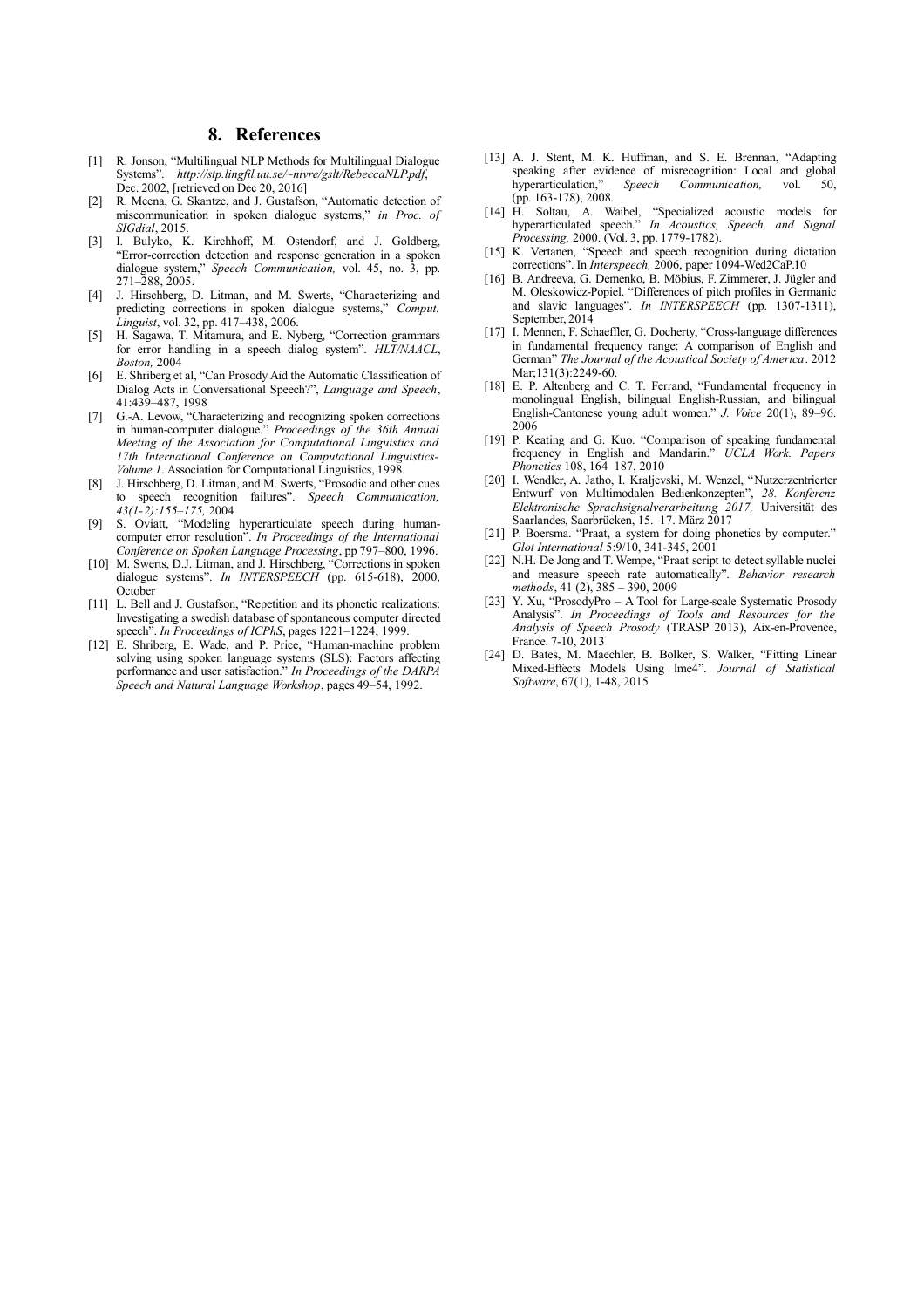## 8. References

[1] R. Jonson, "Multilingual NLP Methods for Multilingual Dialogue Systems". *http://stp.lingfil.uu.se/~nivre/gslt/RebeccaNLP.pdf*, Dec. 2002, [retrieved on Dec 20, 2016]

[2] R. Meena, G. Skantze, and J. Gustafson, "Automatic detection of miscommunication in spoken dialogue systems," *in Proc. of SIGdial*, 2015.

[3] I. Bulyko, K. Kirchhoff, M. Ostendorf, and J. Goldberg, "Error-correction detection and response generation in a spoken dialogue system," *Speech Communication,* vol. 45, no. 3, pp. 271–288, 2005.

[4] J. Hirschberg, D. Litman, and M. Swerts, "Characterizing and predicting corrections in spoken dialogue systems," *Comput. Linguist*, vol. 32, pp. 417–438, 2006.

[5] H. Sagawa, T. Mitamura, and E. Nyberg, "Correction grammars for error handling in a speech dialog system". *HLT/NAACL*, *Boston,* 2004

[6] E. Shriberg et al, "Can Prosody Aid the Automatic Classification of Dialog Acts in Conversational Speech?", *Language and Speech*, 41:439–487, 1998

[7] G.-A. Levow, "Characterizing and recognizing spoken corrections in human-computer dialogue." *Proceedings of the 36th Annual Meeting of the Association for Computational Linguistics and 17th International Conference on Computational Linguistics-Volume 1*. Association for Computational Linguistics, 1998.

[8] J. Hirschberg, D. Litman, and M. Swerts, "Prosodic and other cues to speech recognition failures". *Speech Communication, 43(1-2):155–175,* 2004

[9] S. Oviatt, "Modeling hyperarticulate speech during human-computer error resolution". *In Proceedings of the International Conference on Spoken Language Processing*, pp 797–800, 1996.

[10] M. Swerts, D.J. Litman, and J. Hirschberg, "Corrections in spoken dialogue systems". *In INTERSPEECH* (pp. 615-618), 2000, October

[11] L. Bell and J. Gustafson, "Repetition and its phonetic realizations: Investigating a swedish database of spontaneous computer directed speech". *In Proceedings of ICPhS*, pages 1221–1224, 1999.

[12] E. Shriberg, E. Wade, and P. Price, "Human-machine problem solving using spoken language systems (SLS): Factors affecting performance and user satisfaction." *In Proceedings of the DARPA Speech and Natural Language Workshop*, pages 49–54, 1992.

[13] A. J. Stent, M. K. Huffman, and S. E. Brennan, "Adapting speaking after evidence of misrecognition: Local and global hyperarticulation," *Speech Communication,* vol. 50, (pp. 163-178), 2008.

[14] H. Soltau, A. Waibel, "Specialized acoustic models for hyperarticulated speech." *In Acoustics, Speech, and Signal Processing,* 2000. (Vol. 3, pp. 1779-1782).

[15] K. Vertanen, "Speech and speech recognition during dictation corrections". In *Interspeech,* 2006, paper 1094-Wed2CaP.10

[16] B. Andreeva, G. Demenko, B. Möbius, F. Zimmerer, J. Jügler and M. Oleskowicz-Popiel. "Differences of pitch profiles in Germanic and slavic languages". *In INTERSPEECH* (pp. 1307-1311), September, 2014

[17] I. Mennen, F. Schaeffler, G. Docherty, "Cross-language differences in fundamental frequency range: A comparison of English and German" *The Journal of the Acoustical Society of America*. 2012 Mar;131(3):2249-60.

[18] E. P. Altenberg and C. T. Ferrand, "Fundamental frequency in monolingual English, bilingual English-Russian, and bilingual English-Cantonese young adult women." *J. Voice* 20(1), 89–96. 2006

[19] P. Keating and G. Kuo. "Comparison of speaking fundamental frequency in English and Mandarin." *UCLA Work. Papers Phonetics* 108, 164–187, 2010

[20] I. Wendler, A. Jatho, I. Kraljevski, M. Wenzel, "Nutzerzentrierter Entwurf von Multimodalen Bedienkonzepten", *28. Konferenz Elektronische Sprachsignalverarbeitung 2017,* Universität des Saarlandes, Saarbrücken, 15.–17. März 2017

[21] P. Boersma. "Praat, a system for doing phonetics by computer." *Glot International* 5:9/10, 341-345, 2001

[22] N.H. De Jong and T. Wempe, "Praat script to detect syllable nuclei and measure speech rate automatically". *Behavior research methods*, 41 (2), 385 – 390, 2009

[23] Y. Xu, "ProsodyPro – A Tool for Large-scale Systematic Prosody Analysis". *In Proceedings of Tools and Resources for the Analysis of Speech Prosody* (TRASP 2013), Aix-en-Provence, France. 7-10, 2013

[24] D. Bates, M. Maechler, B. Bolker, S. Walker, "Fitting Linear Mixed-Effects Models Using lme4". *Journal of Statistical Software*, 67(1), 1-48, 2015